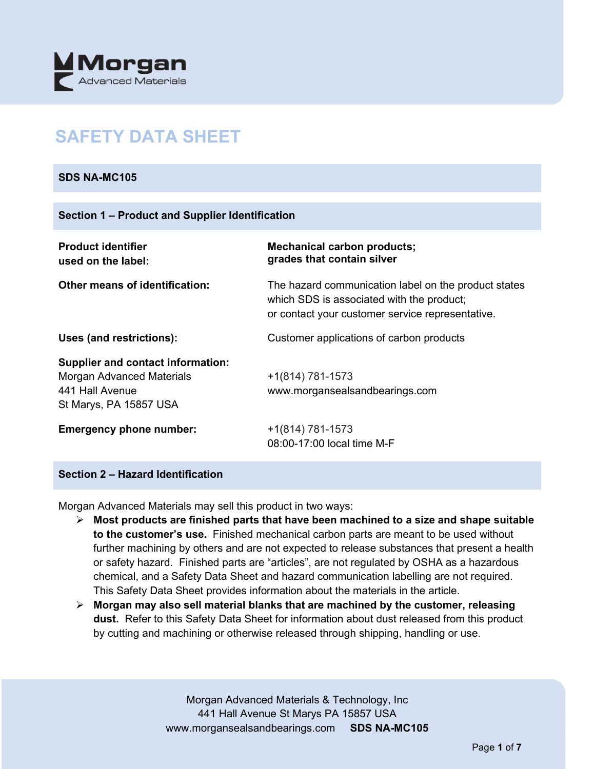Morgan Advanced Materials

# SAFETY DATA SHEET

**SDS NA-MC105**

## Section 1 – Product and Supplier Identification

| | |
|---|---|
| **Product identifier used on the label:** | **Mechanical carbon products; grades that contain silver** |
| **Other means of identification:** | The hazard communication label on the product states which SDS is associated with the product; or contact your customer service representative. |
| **Uses (and restrictions):** | Customer applications of carbon products |
| **Supplier and contact information:** Morgan Advanced Materials 441 Hall Avenue St Marys, PA 15857 USA | +1(814) 781-1573 www.morgansealsandbearings.com |
| **Emergency phone number:** | +1(814) 781-1573 08:00-17:00 local time M-F |

## Section 2 – Hazard Identification

Morgan Advanced Materials may sell this product in two ways:

- **Most products are finished parts that have been machined to a size and shape suitable to the customer's use.** Finished mechanical carbon parts are meant to be used without further machining by others and are not expected to release substances that present a health or safety hazard. Finished parts are "articles", are not regulated by OSHA as a hazardous chemical, and a Safety Data Sheet and hazard communication labelling are not required. This Safety Data Sheet provides information about the materials in the article.
- **Morgan may also sell material blanks that are machined by the customer, releasing dust.** Refer to this Safety Data Sheet for information about dust released from this product by cutting and machining or otherwise released through shipping, handling or use.

Morgan Advanced Materials & Technology, Inc
441 Hall Avenue St Marys PA 15857 USA
www.morgansealsandbearings.com **SDS NA-MC105**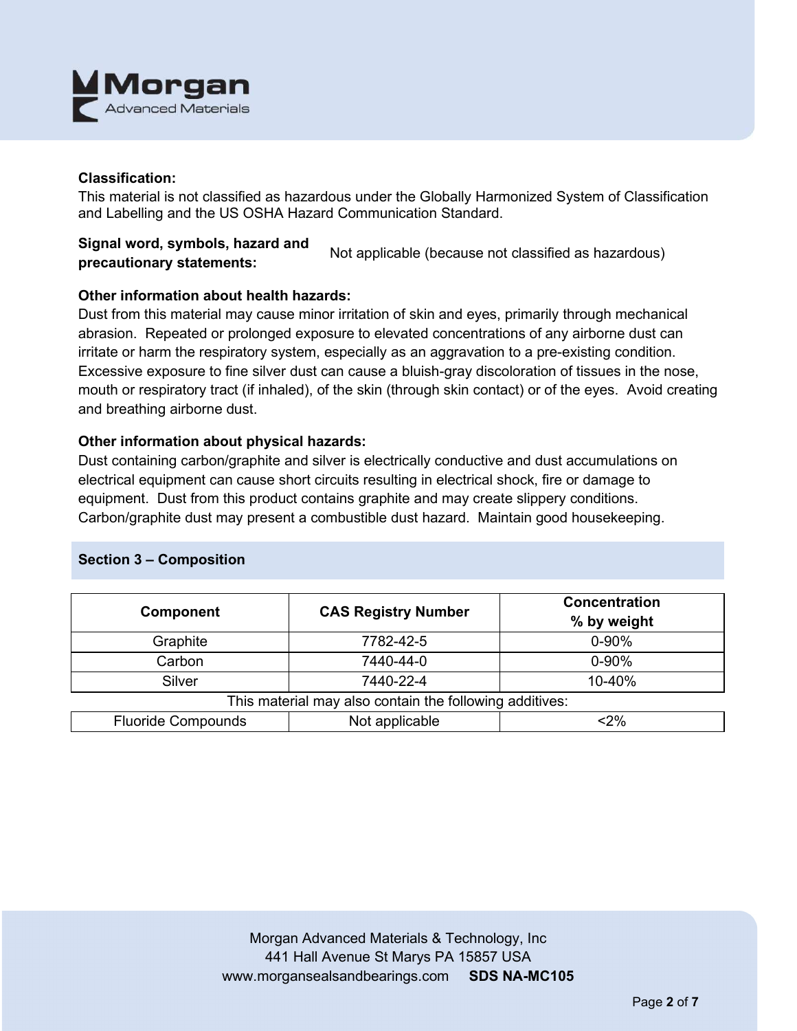**Classification:**
This material is not classified as hazardous under the Globally Harmonized System of Classification and Labelling and the US OSHA Hazard Communication Standard.

**Signal word, symbols, hazard and precautionary statements:** Not applicable (because not classified as hazardous)

**Other information about health hazards:**
Dust from this material may cause minor irritation of skin and eyes, primarily through mechanical abrasion. Repeated or prolonged exposure to elevated concentrations of any airborne dust can irritate or harm the respiratory system, especially as an aggravation to a pre-existing condition. Excessive exposure to fine silver dust can cause a bluish-gray discoloration of tissues in the nose, mouth or respiratory tract (if inhaled), of the skin (through skin contact) or of the eyes. Avoid creating and breathing airborne dust.

**Other information about physical hazards:**
Dust containing carbon/graphite and silver is electrically conductive and dust accumulations on electrical equipment can cause short circuits resulting in electrical shock, fire or damage to equipment. Dust from this product contains graphite and may create slippery conditions. Carbon/graphite dust may present a combustible dust hazard. Maintain good housekeeping.

## Section 3 – Composition

| Component | CAS Registry Number | Concentration % by weight |
|---|---|---|
| Graphite | 7782-42-5 | 0-90% |
| Carbon | 7440-44-0 | 0-90% |
| Silver | 7440-22-4 | 10-40% |
| This material may also contain the following additives: | | |
| Fluoride Compounds | Not applicable | <2% |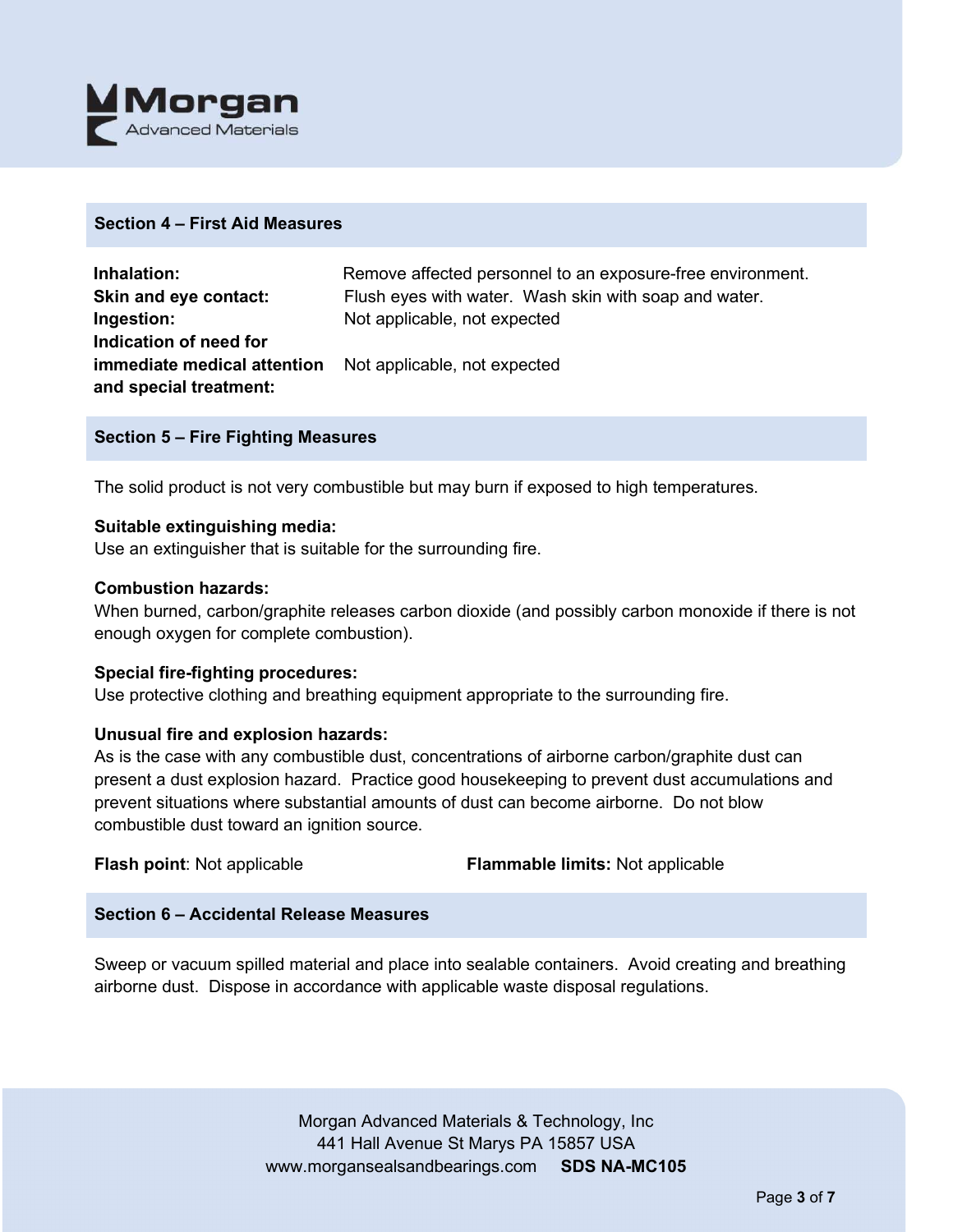## Section 4 – First Aid Measures

**Inhalation:** Remove affected personnel to an exposure-free environment.
**Skin and eye contact:** Flush eyes with water. Wash skin with soap and water.
**Ingestion:** Not applicable, not expected
**Indication of need for immediate medical attention and special treatment:** Not applicable, not expected

## Section 5 – Fire Fighting Measures

The solid product is not very combustible but may burn if exposed to high temperatures.

**Suitable extinguishing media:**
Use an extinguisher that is suitable for the surrounding fire.

**Combustion hazards:**
When burned, carbon/graphite releases carbon dioxide (and possibly carbon monoxide if there is not enough oxygen for complete combustion).

**Special fire-fighting procedures:**
Use protective clothing and breathing equipment appropriate to the surrounding fire.

**Unusual fire and explosion hazards:**
As is the case with any combustible dust, concentrations of airborne carbon/graphite dust can present a dust explosion hazard. Practice good housekeeping to prevent dust accumulations and prevent situations where substantial amounts of dust can become airborne. Do not blow combustible dust toward an ignition source.

**Flash point**: Not applicable **Flammable limits:** Not applicable

## Section 6 – Accidental Release Measures

Sweep or vacuum spilled material and place into sealable containers. Avoid creating and breathing airborne dust. Dispose in accordance with applicable waste disposal regulations.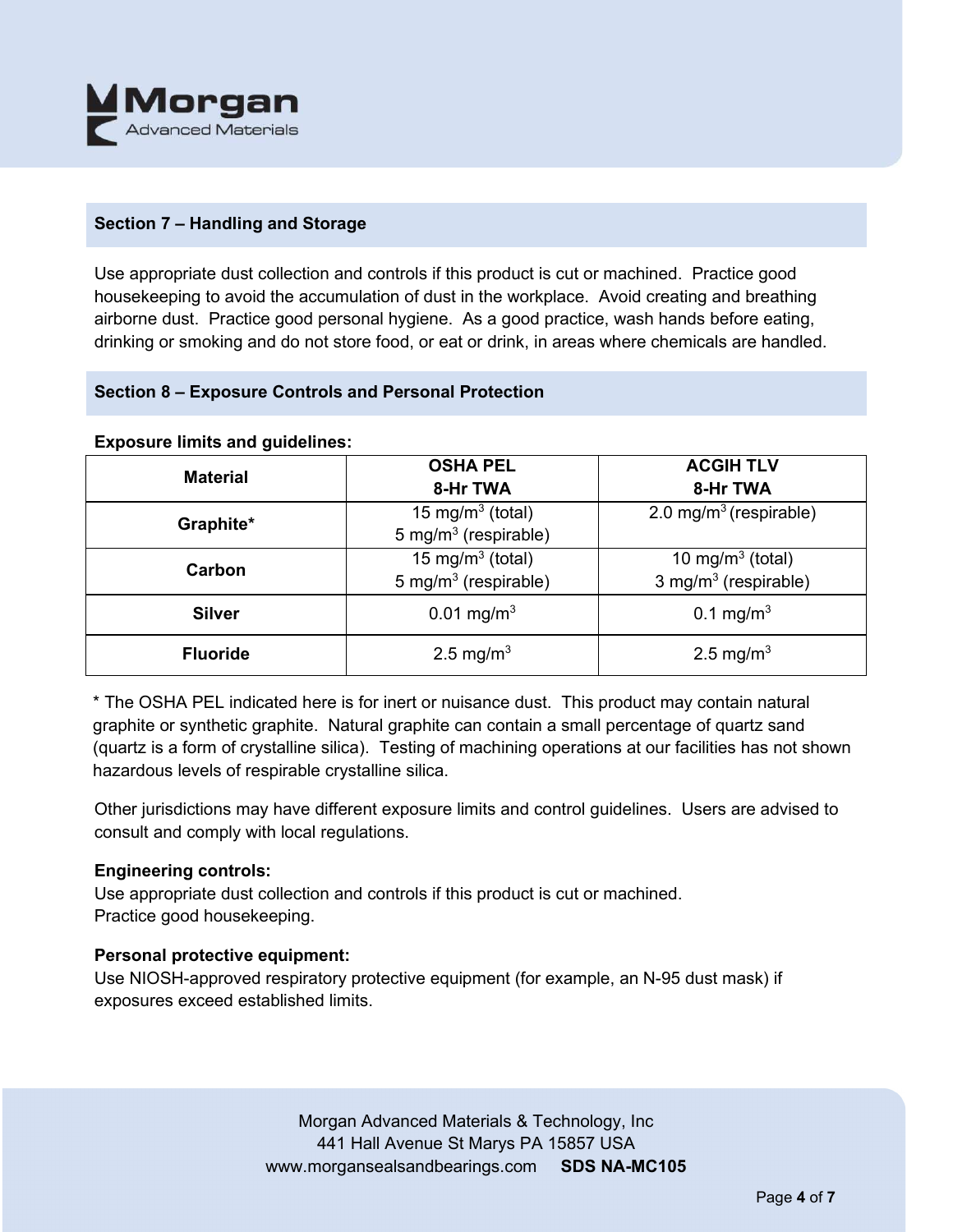## Section 7 – Handling and Storage

Use appropriate dust collection and controls if this product is cut or machined. Practice good housekeeping to avoid the accumulation of dust in the workplace. Avoid creating and breathing airborne dust. Practice good personal hygiene. As a good practice, wash hands before eating, drinking or smoking and do not store food, or eat or drink, in areas where chemicals are handled.

## Section 8 – Exposure Controls and Personal Protection

**Exposure limits and guidelines:**

| Material | OSHA PEL 8-Hr TWA | ACGIH TLV 8-Hr TWA |
|---|---|---|
| **Graphite*** | 15 $mg/m^3$ (total)<br>5 $mg/m^3$ (respirable) | 2.0 $mg/m^3$ (respirable) |
| **Carbon** | 15 $mg/m^3$ (total)<br>5 $mg/m^3$ (respirable) | 10 $mg/m^3$ (total)<br>3 $mg/m^3$ (respirable) |
| **Silver** | 0.01 $mg/m^3$ | 0.1 $mg/m^3$ |
| **Fluoride** | 2.5 $mg/m^3$ | 2.5 $mg/m^3$ |

* The OSHA PEL indicated here is for inert or nuisance dust. This product may contain natural graphite or synthetic graphite. Natural graphite can contain a small percentage of quartz sand (quartz is a form of crystalline silica). Testing of machining operations at our facilities has not shown hazardous levels of respirable crystalline silica.

Other jurisdictions may have different exposure limits and control guidelines. Users are advised to consult and comply with local regulations.

**Engineering controls:**
Use appropriate dust collection and controls if this product is cut or machined.
Practice good housekeeping.

**Personal protective equipment:**
Use NIOSH-approved respiratory protective equipment (for example, an N-95 dust mask) if exposures exceed established limits.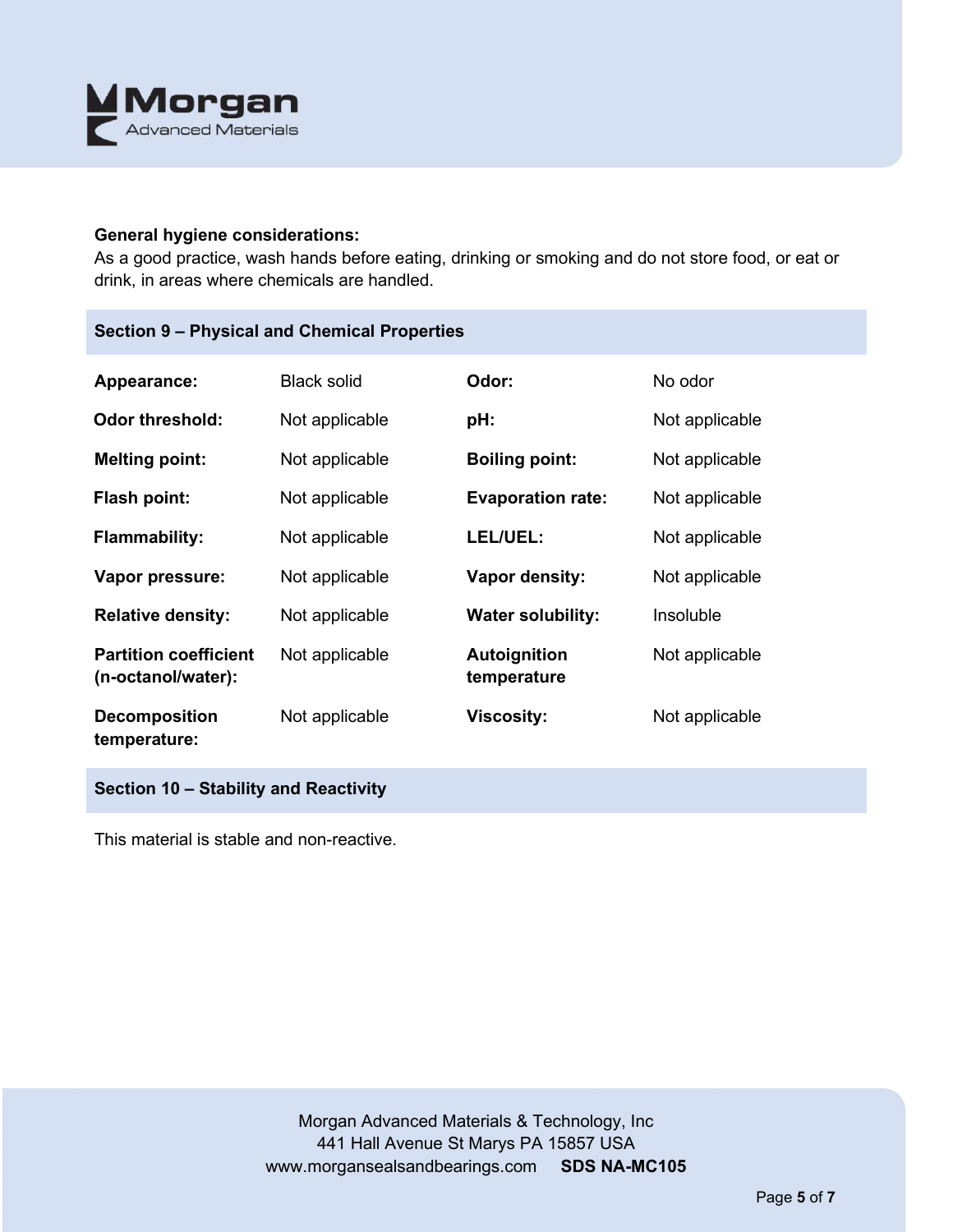**General hygiene considerations:**

As a good practice, wash hands before eating, drinking or smoking and do not store food, or eat or drink, in areas where chemicals are handled.

## Section 9 – Physical and Chemical Properties

| | | | |
|---|---|---|---|
| **Appearance:** | Black solid | **Odor:** | No odor |
| **Odor threshold:** | Not applicable | **pH:** | Not applicable |
| **Melting point:** | Not applicable | **Boiling point:** | Not applicable |
| **Flash point:** | Not applicable | **Evaporation rate:** | Not applicable |
| **Flammability:** | Not applicable | **LEL/UEL:** | Not applicable |
| **Vapor pressure:** | Not applicable | **Vapor density:** | Not applicable |
| **Relative density:** | Not applicable | **Water solubility:** | Insoluble |
| **Partition coefficient (n-octanol/water):** | Not applicable | **Autoignition temperature** | Not applicable |
| **Decomposition temperature:** | Not applicable | **Viscosity:** | Not applicable |

## Section 10 – Stability and Reactivity

This material is stable and non-reactive.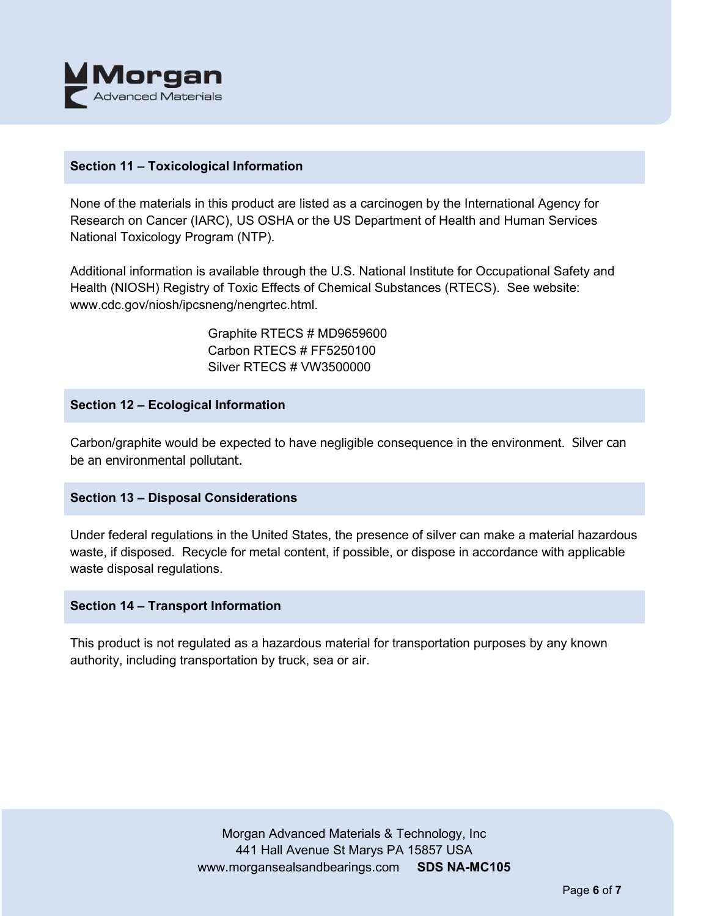## Section 11 – Toxicological Information

None of the materials in this product are listed as a carcinogen by the International Agency for Research on Cancer (IARC), US OSHA or the US Department of Health and Human Services National Toxicology Program (NTP).

Additional information is available through the U.S. National Institute for Occupational Safety and Health (NIOSH) Registry of Toxic Effects of Chemical Substances (RTECS). See website: www.cdc.gov/niosh/ipcsneng/nengrtec.html.

Graphite RTECS # MD9659600
Carbon RTECS # FF5250100
Silver RTECS # VW3500000

## Section 12 – Ecological Information

Carbon/graphite would be expected to have negligible consequence in the environment. Silver can be an environmental pollutant.

## Section 13 – Disposal Considerations

Under federal regulations in the United States, the presence of silver can make a material hazardous waste, if disposed. Recycle for metal content, if possible, or dispose in accordance with applicable waste disposal regulations.

## Section 14 – Transport Information

This product is not regulated as a hazardous material for transportation purposes by any known authority, including transportation by truck, sea or air.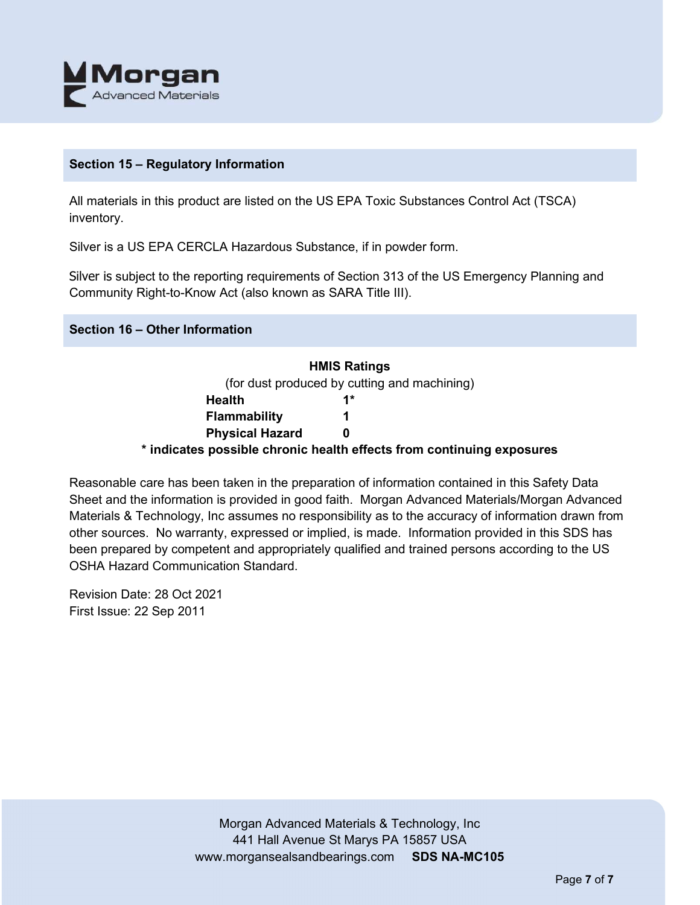## Section 15 – Regulatory Information

All materials in this product are listed on the US EPA Toxic Substances Control Act (TSCA) inventory.

Silver is a US EPA CERCLA Hazardous Substance, if in powder form.

Silver is subject to the reporting requirements of Section 313 of the US Emergency Planning and Community Right-to-Know Act (also known as SARA Title III).

## Section 16 – Other Information

**HMIS Ratings**

(for dust produced by cutting and machining)

| | |
|---|---|
| **Health** | **1*** |
| **Flammability** | **1** |
| **Physical Hazard** | **0** |

**\* indicates possible chronic health effects from continuing exposures**

Reasonable care has been taken in the preparation of information contained in this Safety Data Sheet and the information is provided in good faith. Morgan Advanced Materials/Morgan Advanced Materials & Technology, Inc assumes no responsibility as to the accuracy of information drawn from other sources. No warranty, expressed or implied, is made. Information provided in this SDS has been prepared by competent and appropriately qualified and trained persons according to the US OSHA Hazard Communication Standard.

Revision Date: 28 Oct 2021
First Issue: 22 Sep 2011

Morgan Advanced Materials & Technology, Inc
441 Hall Avenue St Marys PA 15857 USA
www.morgansealsandbearings.com **SDS NA-MC105**